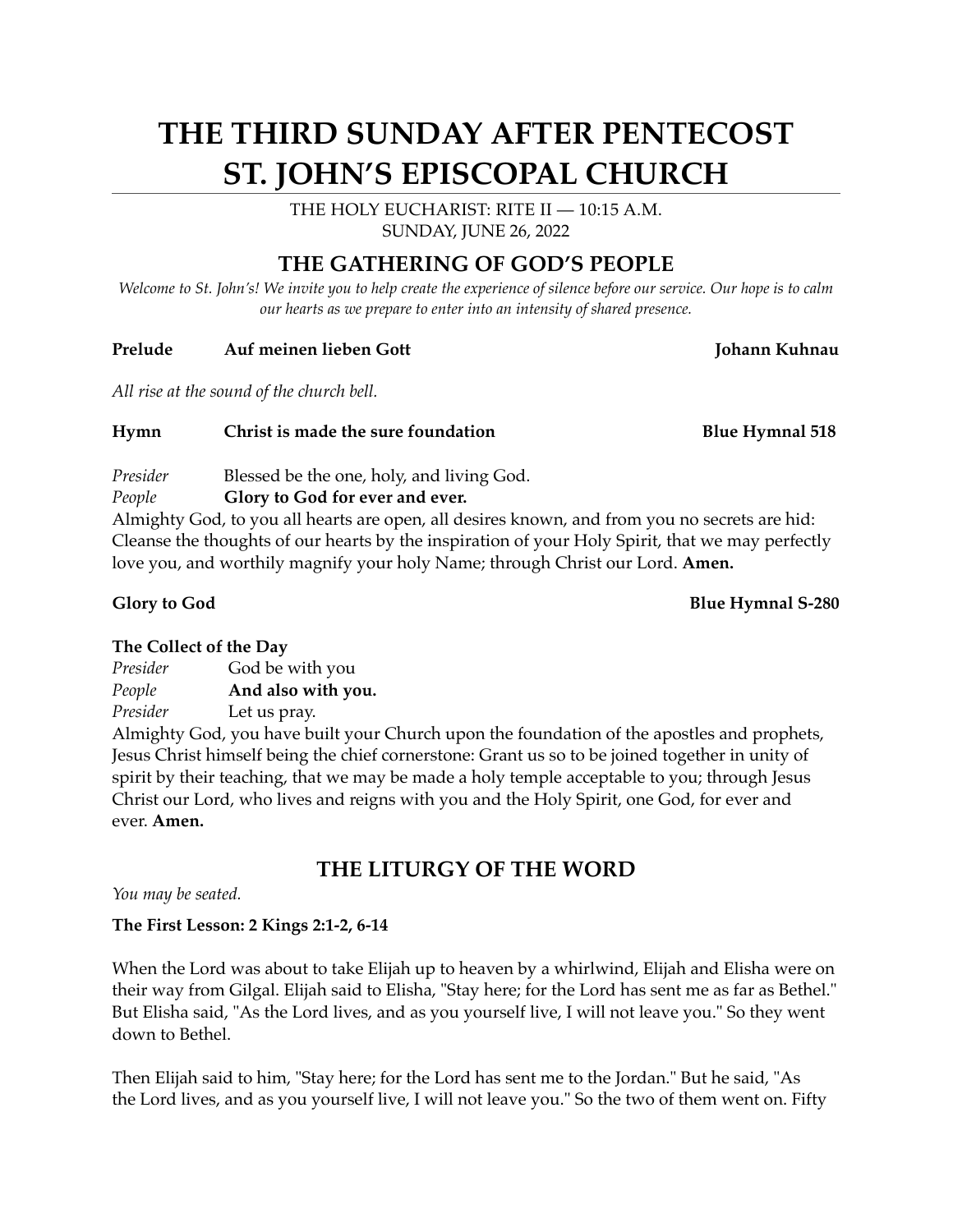# THE THIRD SUNDAY AFTER PENTECOST
# ST. JOHN'S EPISCOPAL CHURCH

THE HOLY EUCHARIST: RITE II — 10:15 A.M.
SUNDAY, JUNE 26, 2022

## THE GATHERING OF GOD'S PEOPLE

*Welcome to St. John's! We invite you to help create the experience of silence before our service. Our hope is to calm our hearts as we prepare to enter into an intensity of shared presence.*

**Prelude** **Auf meinen lieben Gott** **Johann Kuhnau**

*All rise at the sound of the church bell.*

**Hymn** **Christ is made the sure foundation** **Blue Hymnal 518**

*Presider* Blessed be the one, holy, and living God.
*People* **Glory to God for ever and ever.**

Almighty God, to you all hearts are open, all desires known, and from you no secrets are hid: Cleanse the thoughts of our hearts by the inspiration of your Holy Spirit, that we may perfectly love you, and worthily magnify your holy Name; through Christ our Lord. **Amen.**

**Glory to God** **Blue Hymnal S-280**

**The Collect of the Day**

*Presider* God be with you
*People* **And also with you.**
*Presider* Let us pray.

Almighty God, you have built your Church upon the foundation of the apostles and prophets, Jesus Christ himself being the chief cornerstone: Grant us so to be joined together in unity of spirit by their teaching, that we may be made a holy temple acceptable to you; through Jesus Christ our Lord, who lives and reigns with you and the Holy Spirit, one God, for ever and ever. **Amen.**

## THE LITURGY OF THE WORD

*You may be seated.*

**The First Lesson: 2 Kings 2:1-2, 6-14**

When the Lord was about to take Elijah up to heaven by a whirlwind, Elijah and Elisha were on their way from Gilgal. Elijah said to Elisha, "Stay here; for the Lord has sent me as far as Bethel." But Elisha said, "As the Lord lives, and as you yourself live, I will not leave you." So they went down to Bethel.

Then Elijah said to him, "Stay here; for the Lord has sent me to the Jordan." But he said, "As the Lord lives, and as you yourself live, I will not leave you." So the two of them went on. Fifty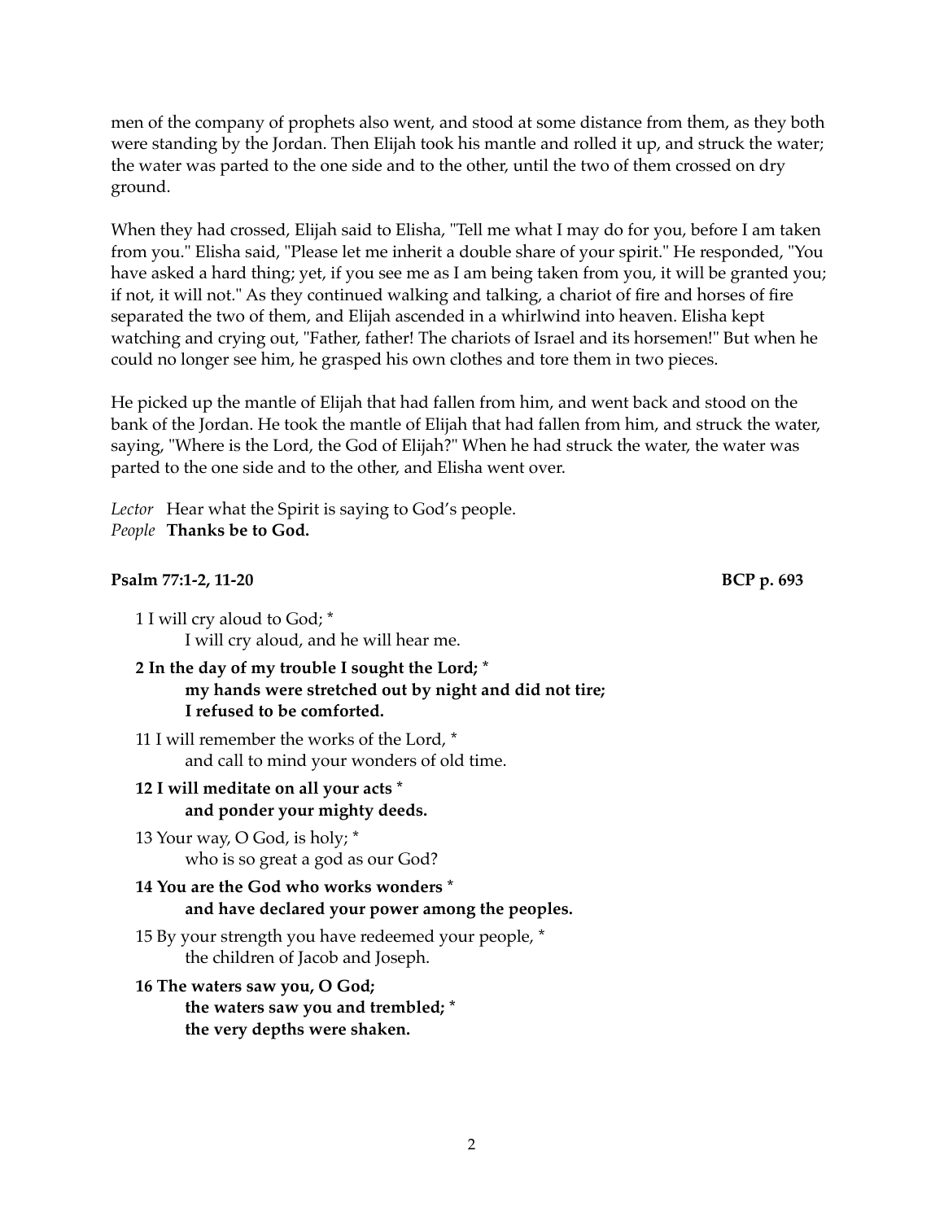men of the company of prophets also went, and stood at some distance from them, as they both were standing by the Jordan. Then Elijah took his mantle and rolled it up, and struck the water; the water was parted to the one side and to the other, until the two of them crossed on dry ground.

When they had crossed, Elijah said to Elisha, "Tell me what I may do for you, before I am taken from you." Elisha said, "Please let me inherit a double share of your spirit." He responded, "You have asked a hard thing; yet, if you see me as I am being taken from you, it will be granted you; if not, it will not." As they continued walking and talking, a chariot of fire and horses of fire separated the two of them, and Elijah ascended in a whirlwind into heaven. Elisha kept watching and crying out, "Father, father! The chariots of Israel and its horsemen!" But when he could no longer see him, he grasped his own clothes and tore them in two pieces.

He picked up the mantle of Elijah that had fallen from him, and went back and stood on the bank of the Jordan. He took the mantle of Elijah that had fallen from him, and struck the water, saying, "Where is the Lord, the God of Elijah?" When he had struck the water, the water was parted to the one side and to the other, and Elisha went over.

*Lector* Hear what the Spirit is saying to God's people.
*People* **Thanks be to God.**

**Psalm 77:1-2, 11-20** **BCP p. 693**

1 I will cry aloud to God; *
I will cry aloud, and he will hear me.

**2 In the day of my trouble I sought the Lord; *
my hands were stretched out by night and did not tire;
I refused to be comforted.**

11 I will remember the works of the Lord, *
and call to mind your wonders of old time.

**12 I will meditate on all your acts *
and ponder your mighty deeds.**

13 Your way, O God, is holy; *
who is so great a god as our God?

**14 You are the God who works wonders *
and have declared your power among the peoples.**

15 By your strength you have redeemed your people, *
the children of Jacob and Joseph.

**16 The waters saw you, O God;
the waters saw you and trembled; *
the very depths were shaken.**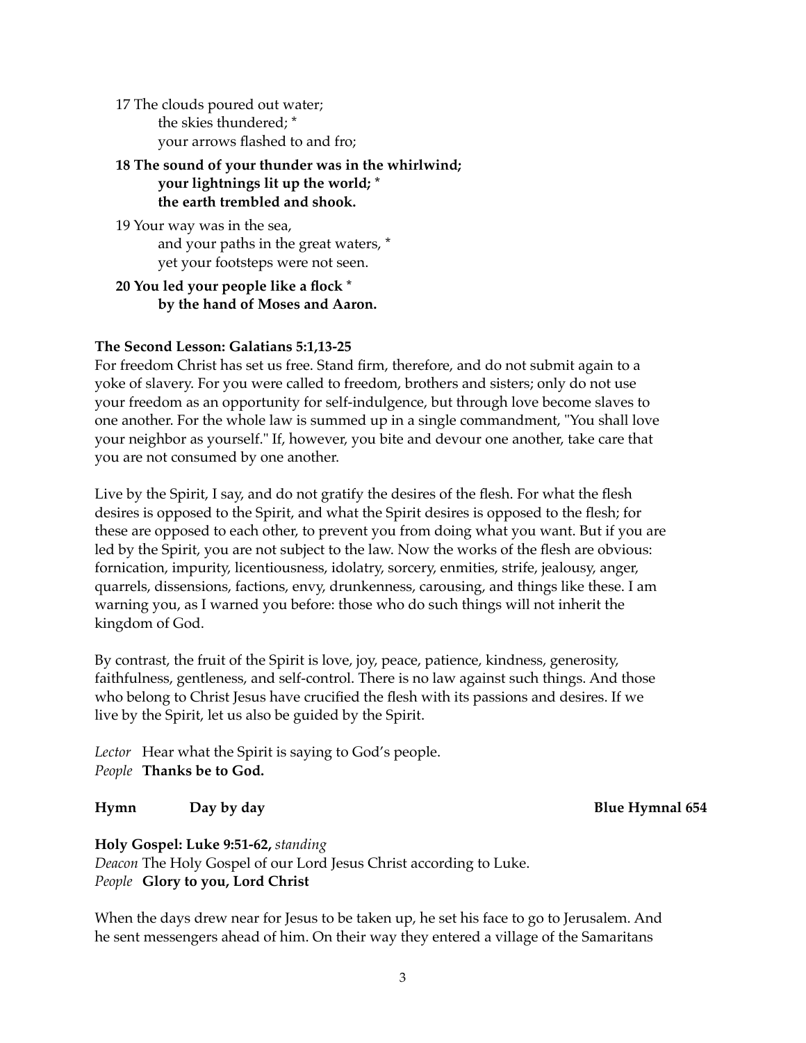17 The clouds poured out water;
    the skies thundered; *
    your arrows flashed to and fro;

**18 The sound of your thunder was in the whirlwind;**
    **your lightnings lit up the world; ***
    **the earth trembled and shook.**

19 Your way was in the sea,
    and your paths in the great waters, *
    yet your footsteps were not seen.

**20 You led your people like a flock ***
    **by the hand of Moses and Aaron.**

**The Second Lesson: Galatians 5:1,13-25**

For freedom Christ has set us free. Stand firm, therefore, and do not submit again to a yoke of slavery. For you were called to freedom, brothers and sisters; only do not use your freedom as an opportunity for self-indulgence, but through love become slaves to one another. For the whole law is summed up in a single commandment, "You shall love your neighbor as yourself." If, however, you bite and devour one another, take care that you are not consumed by one another.

Live by the Spirit, I say, and do not gratify the desires of the flesh. For what the flesh desires is opposed to the Spirit, and what the Spirit desires is opposed to the flesh; for these are opposed to each other, to prevent you from doing what you want. But if you are led by the Spirit, you are not subject to the law. Now the works of the flesh are obvious: fornication, impurity, licentiousness, idolatry, sorcery, enmities, strife, jealousy, anger, quarrels, dissensions, factions, envy, drunkenness, carousing, and things like these. I am warning you, as I warned you before: those who do such things will not inherit the kingdom of God.

By contrast, the fruit of the Spirit is love, joy, peace, patience, kindness, generosity, faithfulness, gentleness, and self-control. There is no law against such things. And those who belong to Christ Jesus have crucified the flesh with its passions and desires. If we live by the Spirit, let us also be guided by the Spirit.

*Lector* Hear what the Spirit is saying to God's people.
*People* **Thanks be to God.**

**Hymn** **Day by day** **Blue Hymnal 654**

**Holy Gospel: Luke 9:51-62,** *standing*
*Deacon* The Holy Gospel of our Lord Jesus Christ according to Luke.
*People* **Glory to you, Lord Christ**

When the days drew near for Jesus to be taken up, he set his face to go to Jerusalem. And he sent messengers ahead of him. On their way they entered a village of the Samaritans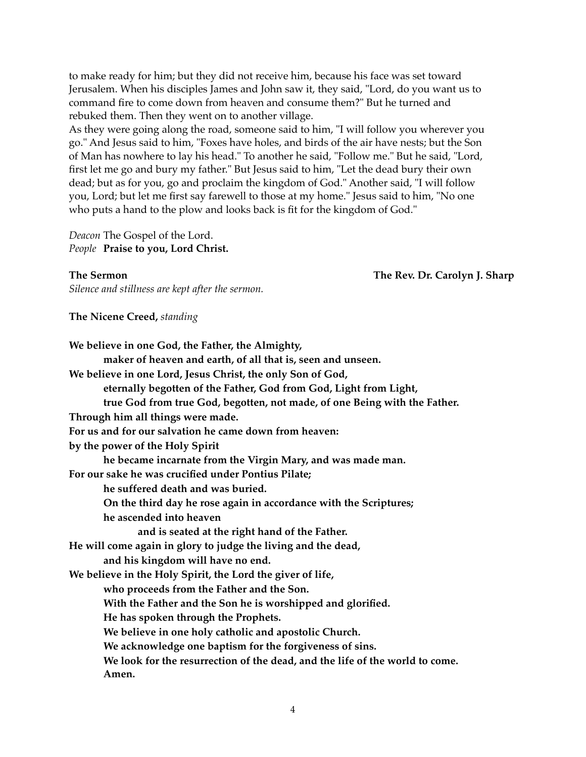to make ready for him; but they did not receive him, because his face was set toward Jerusalem. When his disciples James and John saw it, they said, "Lord, do you want us to command fire to come down from heaven and consume them?" But he turned and rebuked them. Then they went on to another village.

As they were going along the road, someone said to him, "I will follow you wherever you go." And Jesus said to him, "Foxes have holes, and birds of the air have nests; but the Son of Man has nowhere to lay his head." To another he said, "Follow me." But he said, "Lord, first let me go and bury my father." But Jesus said to him, "Let the dead bury their own dead; but as for you, go and proclaim the kingdom of God." Another said, "I will follow you, Lord; but let me first say farewell to those at my home." Jesus said to him, "No one who puts a hand to the plow and looks back is fit for the kingdom of God."

*Deacon* The Gospel of the Lord.
*People* **Praise to you, Lord Christ.**

**The Sermon** **The Rev. Dr. Carolyn J. Sharp**
*Silence and stillness are kept after the sermon.*

**The Nicene Creed,** *standing*

**We believe in one God, the Father, the Almighty,**
**maker of heaven and earth, of all that is, seen and unseen.**
**We believe in one Lord, Jesus Christ, the only Son of God,**
**eternally begotten of the Father, God from God, Light from Light,**
**true God from true God, begotten, not made, of one Being with the Father.**
**Through him all things were made.**
**For us and for our salvation he came down from heaven:**
**by the power of the Holy Spirit**
**he became incarnate from the Virgin Mary, and was made man.**
**For our sake he was crucified under Pontius Pilate;**
**he suffered death and was buried.**
**On the third day he rose again in accordance with the Scriptures;**
**he ascended into heaven**
**and is seated at the right hand of the Father.**
**He will come again in glory to judge the living and the dead,**
**and his kingdom will have no end.**
**We believe in the Holy Spirit, the Lord the giver of life,**
**who proceeds from the Father and the Son.**
**With the Father and the Son he is worshipped and glorified.**
**He has spoken through the Prophets.**
**We believe in one holy catholic and apostolic Church.**
**We acknowledge one baptism for the forgiveness of sins.**
**We look for the resurrection of the dead, and the life of the world to come.**
**Amen.**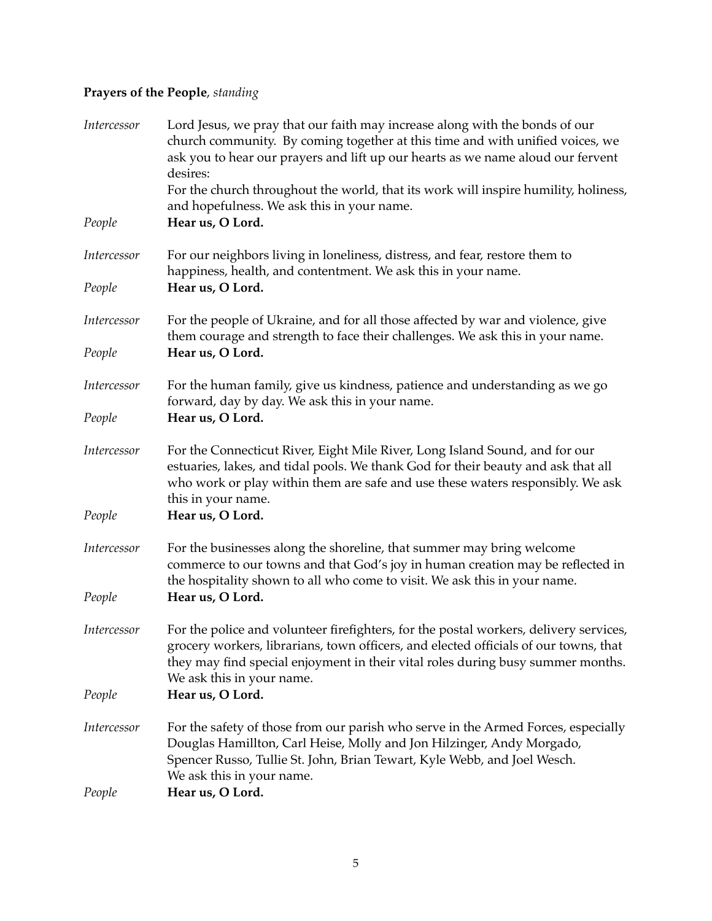**Prayers of the People**, *standing*

*Intercessor* Lord Jesus, we pray that our faith may increase along with the bonds of our church community. By coming together at this time and with unified voices, we ask you to hear our prayers and lift up our hearts as we name aloud our fervent desires:
For the church throughout the world, that its work will inspire humility, holiness, and hopefulness. We ask this in your name.

*People* **Hear us, O Lord.**

*Intercessor* For our neighbors living in loneliness, distress, and fear, restore them to happiness, health, and contentment. We ask this in your name.

*People* **Hear us, O Lord.**

*Intercessor* For the people of Ukraine, and for all those affected by war and violence, give them courage and strength to face their challenges. We ask this in your name.

*People* **Hear us, O Lord.**

*Intercessor* For the human family, give us kindness, patience and understanding as we go forward, day by day. We ask this in your name.

*People* **Hear us, O Lord.**

*Intercessor* For the Connecticut River, Eight Mile River, Long Island Sound, and for our estuaries, lakes, and tidal pools. We thank God for their beauty and ask that all who work or play within them are safe and use these waters responsibly. We ask this in your name.

*People* **Hear us, O Lord.**

*Intercessor* For the businesses along the shoreline, that summer may bring welcome commerce to our towns and that God's joy in human creation may be reflected in the hospitality shown to all who come to visit. We ask this in your name.

*People* **Hear us, O Lord.**

*Intercessor* For the police and volunteer firefighters, for the postal workers, delivery services, grocery workers, librarians, town officers, and elected officials of our towns, that they may find special enjoyment in their vital roles during busy summer months. We ask this in your name.

*People* **Hear us, O Lord.**

*Intercessor* For the safety of those from our parish who serve in the Armed Forces, especially Douglas Hamillton, Carl Heise, Molly and Jon Hilzinger, Andy Morgado, Spencer Russo, Tullie St. John, Brian Tewart, Kyle Webb, and Joel Wesch.
We ask this in your name.

*People* **Hear us, O Lord.**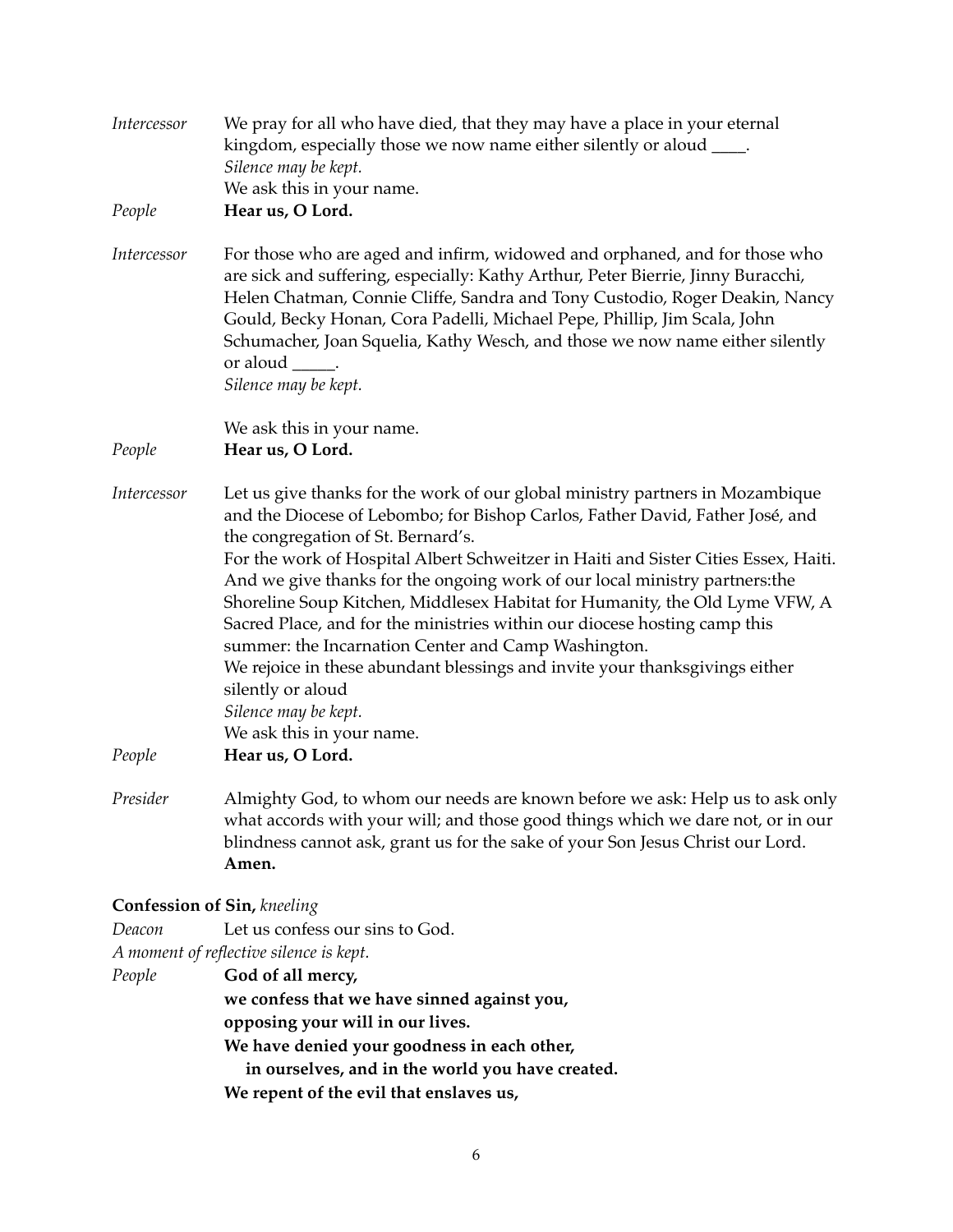*Intercessor* We pray for all who have died, that they may have a place in your eternal kingdom, especially those we now name either silently or aloud ____.
*Silence may be kept.*
We ask this in your name.

*People* **Hear us, O Lord.**

*Intercessor* For those who are aged and infirm, widowed and orphaned, and for those who are sick and suffering, especially: Kathy Arthur, Peter Bierrie, Jinny Buracchi, Helen Chatman, Connie Cliffe, Sandra and Tony Custodio, Roger Deakin, Nancy Gould, Becky Honan, Cora Padelli, Michael Pepe, Phillip, Jim Scala, John Schumacher, Joan Squelia, Kathy Wesch, and those we now name either silently or aloud _____.
*Silence may be kept.*

We ask this in your name.

*People* **Hear us, O Lord.**

*Intercessor* Let us give thanks for the work of our global ministry partners in Mozambique and the Diocese of Lebombo; for Bishop Carlos, Father David, Father José, and the congregation of St. Bernard's.
For the work of Hospital Albert Schweitzer in Haiti and Sister Cities Essex, Haiti.
And we give thanks for the ongoing work of our local ministry partners:the Shoreline Soup Kitchen, Middlesex Habitat for Humanity, the Old Lyme VFW, A Sacred Place, and for the ministries within our diocese hosting camp this summer: the Incarnation Center and Camp Washington.
We rejoice in these abundant blessings and invite your thanksgivings either silently or aloud
*Silence may be kept.*
We ask this in your name.

*People* **Hear us, O Lord.**

*Presider* Almighty God, to whom our needs are known before we ask: Help us to ask only what accords with your will; and those good things which we dare not, or in our blindness cannot ask, grant us for the sake of your Son Jesus Christ our Lord.
**Amen.**

**Confession of Sin,** *kneeling*

*Deacon* Let us confess our sins to God.

*A moment of reflective silence is kept.*

*People* **God of all mercy,**
**we confess that we have sinned against you,**
**opposing your will in our lives.**
**We have denied your goodness in each other,**
**in ourselves, and in the world you have created.**
**We repent of the evil that enslaves us,**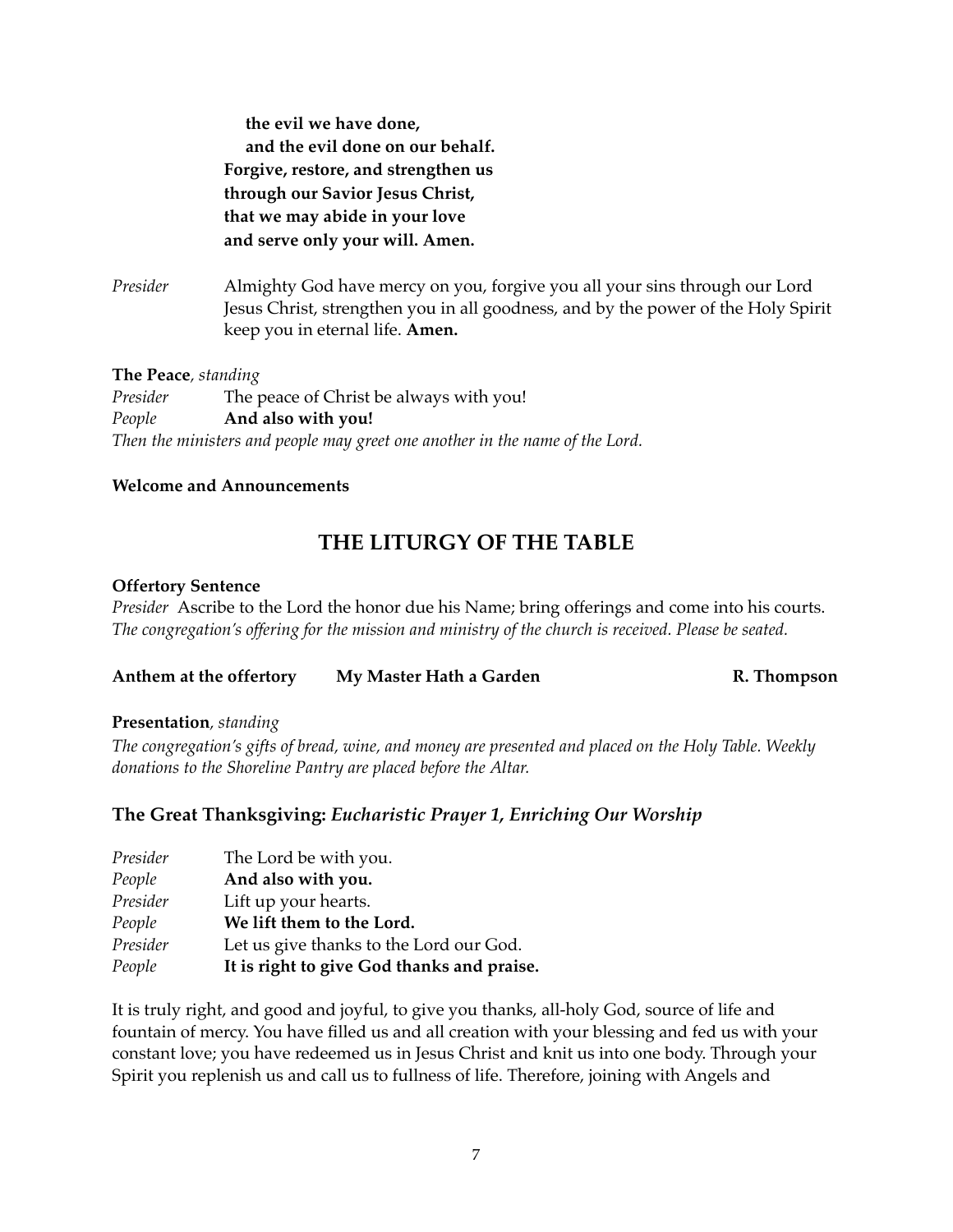**the evil we have done,**
**and the evil done on our behalf.**
**Forgive, restore, and strengthen us**
**through our Savior Jesus Christ,**
**that we may abide in your love**
**and serve only your will. Amen.**

*Presider* Almighty God have mercy on you, forgive you all your sins through our Lord Jesus Christ, strengthen you in all goodness, and by the power of the Holy Spirit keep you in eternal life. **Amen.**

**The Peace**, *standing*

*Presider* The peace of Christ be always with you!
*People* **And also with you!**
*Then the ministers and people may greet one another in the name of the Lord.*

**Welcome and Announcements**

## THE LITURGY OF THE TABLE

**Offertory Sentence**

*Presider* Ascribe to the Lord the honor due his Name; bring offerings and come into his courts.
*The congregation's offering for the mission and ministry of the church is received. Please be seated.*

**Anthem at the offertory My Master Hath a Garden R. Thompson**

**Presentation**, *standing*

*The congregation's gifts of bread, wine, and money are presented and placed on the Holy Table. Weekly donations to the Shoreline Pantry are placed before the Altar.*

### The Great Thanksgiving: *Eucharistic Prayer 1, Enriching Our Worship*

*Presider* The Lord be with you.
*People* **And also with you.**
*Presider* Lift up your hearts.
*People* **We lift them to the Lord.**
*Presider* Let us give thanks to the Lord our God.
*People* **It is right to give God thanks and praise.**

It is truly right, and good and joyful, to give you thanks, all-holy God, source of life and fountain of mercy. You have filled us and all creation with your blessing and fed us with your constant love; you have redeemed us in Jesus Christ and knit us into one body. Through your Spirit you replenish us and call us to fullness of life. Therefore, joining with Angels and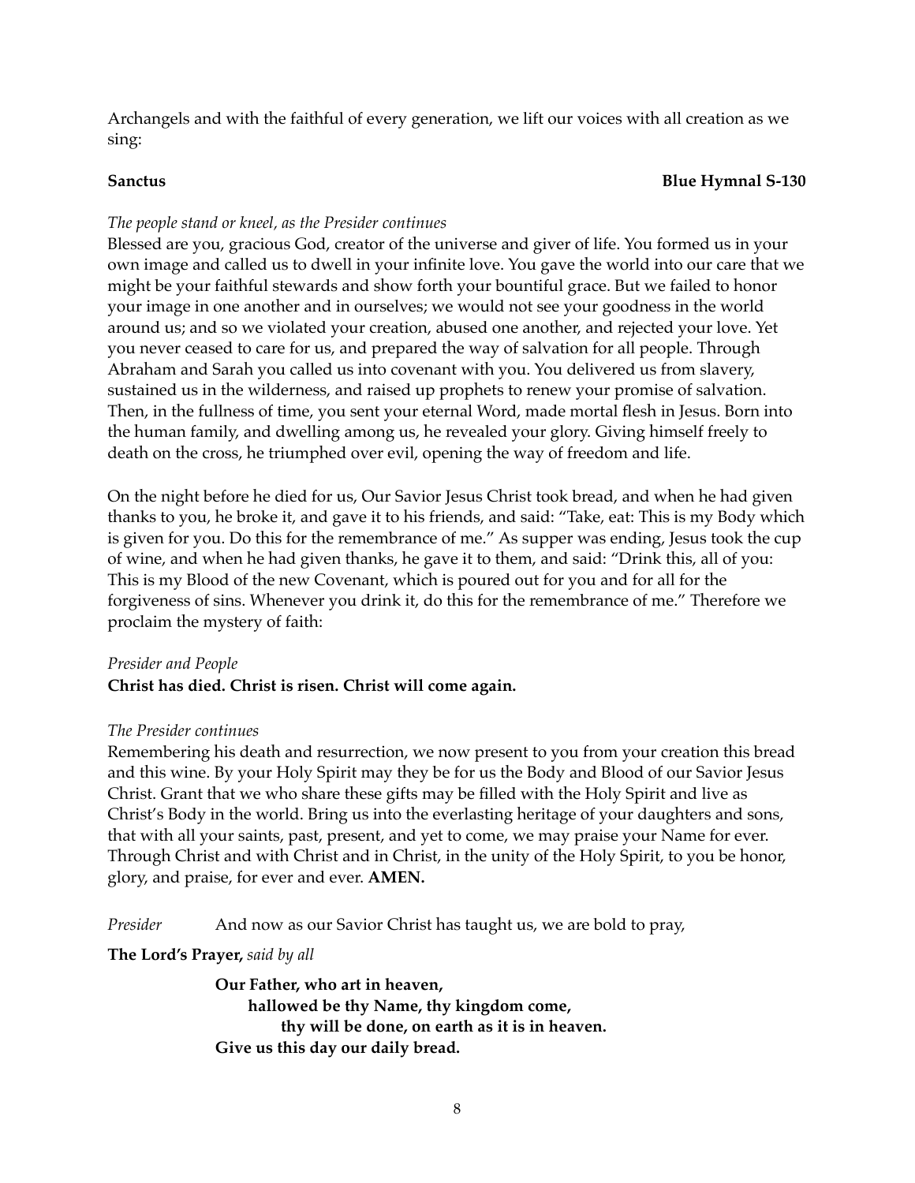Archangels and with the faithful of every generation, we lift our voices with all creation as we sing:

**Sanctus** **Blue Hymnal S-130**

*The people stand or kneel, as the Presider continues*
Blessed are you, gracious God, creator of the universe and giver of life. You formed us in your own image and called us to dwell in your infinite love. You gave the world into our care that we might be your faithful stewards and show forth your bountiful grace. But we failed to honor your image in one another and in ourselves; we would not see your goodness in the world around us; and so we violated your creation, abused one another, and rejected your love. Yet you never ceased to care for us, and prepared the way of salvation for all people. Through Abraham and Sarah you called us into covenant with you. You delivered us from slavery, sustained us in the wilderness, and raised up prophets to renew your promise of salvation. Then, in the fullness of time, you sent your eternal Word, made mortal flesh in Jesus. Born into the human family, and dwelling among us, he revealed your glory. Giving himself freely to death on the cross, he triumphed over evil, opening the way of freedom and life.

On the night before he died for us, Our Savior Jesus Christ took bread, and when he had given thanks to you, he broke it, and gave it to his friends, and said: "Take, eat: This is my Body which is given for you. Do this for the remembrance of me." As supper was ending, Jesus took the cup of wine, and when he had given thanks, he gave it to them, and said: "Drink this, all of you: This is my Blood of the new Covenant, which is poured out for you and for all for the forgiveness of sins. Whenever you drink it, do this for the remembrance of me." Therefore we proclaim the mystery of faith:

*Presider and People*
**Christ has died. Christ is risen. Christ will come again.**

*The Presider continues*
Remembering his death and resurrection, we now present to you from your creation this bread and this wine. By your Holy Spirit may they be for us the Body and Blood of our Savior Jesus Christ. Grant that we who share these gifts may be filled with the Holy Spirit and live as Christ's Body in the world. Bring us into the everlasting heritage of your daughters and sons, that with all your saints, past, present, and yet to come, we may praise your Name for ever. Through Christ and with Christ and in Christ, in the unity of the Holy Spirit, to you be honor, glory, and praise, for ever and ever. **AMEN.**

*Presider* And now as our Savior Christ has taught us, we are bold to pray,

**The Lord's Prayer,** *said by all*

**Our Father, who art in heaven,**
**hallowed be thy Name, thy kingdom come,**
**thy will be done, on earth as it is in heaven.**
**Give us this day our daily bread.**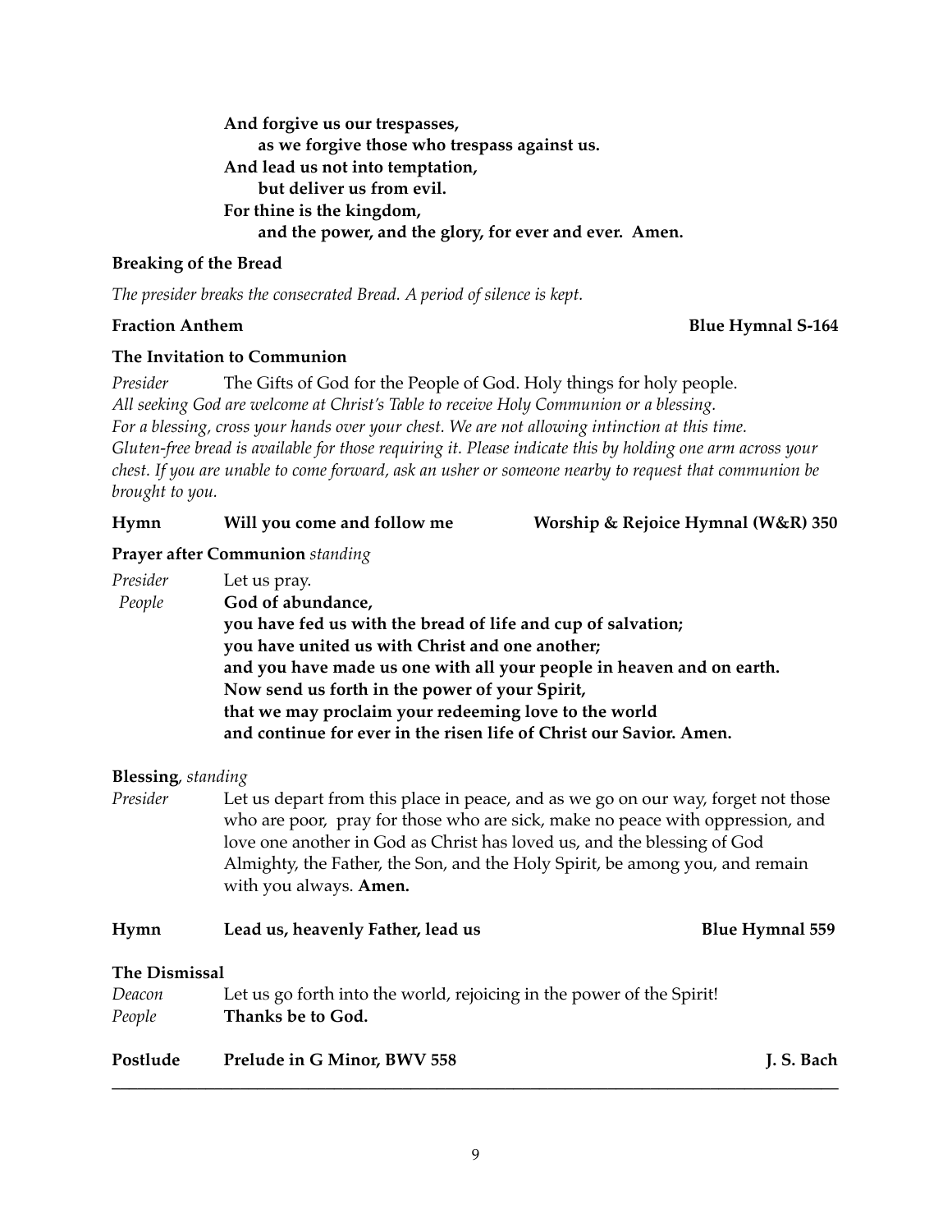**And forgive us our trespasses,**
**as we forgive those who trespass against us.**
**And lead us not into temptation,**
**but deliver us from evil.**
**For thine is the kingdom,**
**and the power, and the glory, for ever and ever. Amen.**

**Breaking of the Bread**

*The presider breaks the consecrated Bread. A period of silence is kept.*

**Fraction Anthem** **Blue Hymnal S-164**

**The Invitation to Communion**

*Presider* The Gifts of God for the People of God. Holy things for holy people.

*All seeking God are welcome at Christ's Table to receive Holy Communion or a blessing. For a blessing, cross your hands over your chest. We are not allowing intinction at this time. Gluten-free bread is available for those requiring it. Please indicate this by holding one arm across your chest. If you are unable to come forward, ask an usher or someone nearby to request that communion be brought to you.*

**Hymn** **Will you come and follow me** **Worship & Rejoice Hymnal (W&R) 350**

**Prayer after Communion** *standing*

*Presider* Let us pray.

*People* **God of abundance,**
**you have fed us with the bread of life and cup of salvation;**
**you have united us with Christ and one another;**
**and you have made us one with all your people in heaven and on earth.**
**Now send us forth in the power of your Spirit,**
**that we may proclaim your redeeming love to the world**
**and continue for ever in the risen life of Christ our Savior. Amen.**

**Blessing***, standing*

*Presider* Let us depart from this place in peace, and as we go on our way, forget not those who are poor, pray for those who are sick, make no peace with oppression, and love one another in God as Christ has loved us, and the blessing of God Almighty, the Father, the Son, and the Holy Spirit, be among you, and remain with you always. **Amen.**

**Hymn** **Lead us, heavenly Father, lead us** **Blue Hymnal 559**

**The Dismissal**

*Deacon* Let us go forth into the world, rejoicing in the power of the Spirit!

*People* **Thanks be to God.**

**Postlude** **Prelude in G Minor, BWV 558** **J. S. Bach**

---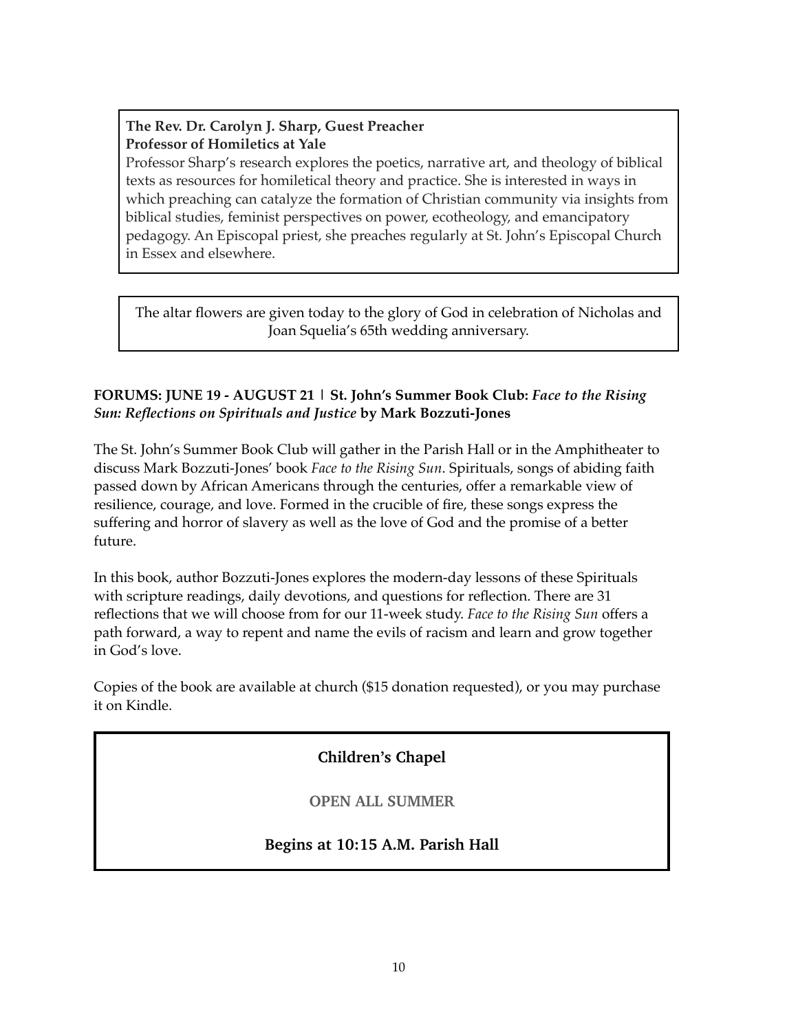**The Rev. Dr. Carolyn J. Sharp, Guest Preacher**
**Professor of Homiletics at Yale**

Professor Sharp's research explores the poetics, narrative art, and theology of biblical texts as resources for homiletical theory and practice. She is interested in ways in which preaching can catalyze the formation of Christian community via insights from biblical studies, feminist perspectives on power, ecotheology, and emancipatory pedagogy. An Episcopal priest, she preaches regularly at St. John's Episcopal Church in Essex and elsewhere.

The altar flowers are given today to the glory of God in celebration of Nicholas and Joan Squelia's 65th wedding anniversary.

**FORUMS: JUNE 19 - AUGUST 21 | St. John's Summer Book Club:** ***Face to the Rising Sun: Reflections on Spirituals and Justice*** **by Mark Bozzuti-Jones**

The St. John's Summer Book Club will gather in the Parish Hall or in the Amphitheater to discuss Mark Bozzuti-Jones' book *Face to the Rising Sun*. Spirituals, songs of abiding faith passed down by African Americans through the centuries, offer a remarkable view of resilience, courage, and love. Formed in the crucible of fire, these songs express the suffering and horror of slavery as well as the love of God and the promise of a better future.

In this book, author Bozzuti-Jones explores the modern-day lessons of these Spirituals with scripture readings, daily devotions, and questions for reflection. There are 31 reflections that we will choose from for our 11-week study. *Face to the Rising Sun* offers a path forward, a way to repent and name the evils of racism and learn and grow together in God's love.

Copies of the book are available at church ($15 donation requested), or you may purchase it on Kindle.

**Children's Chapel**

**OPEN ALL SUMMER**

**Begins at 10:15 A.M. Parish Hall**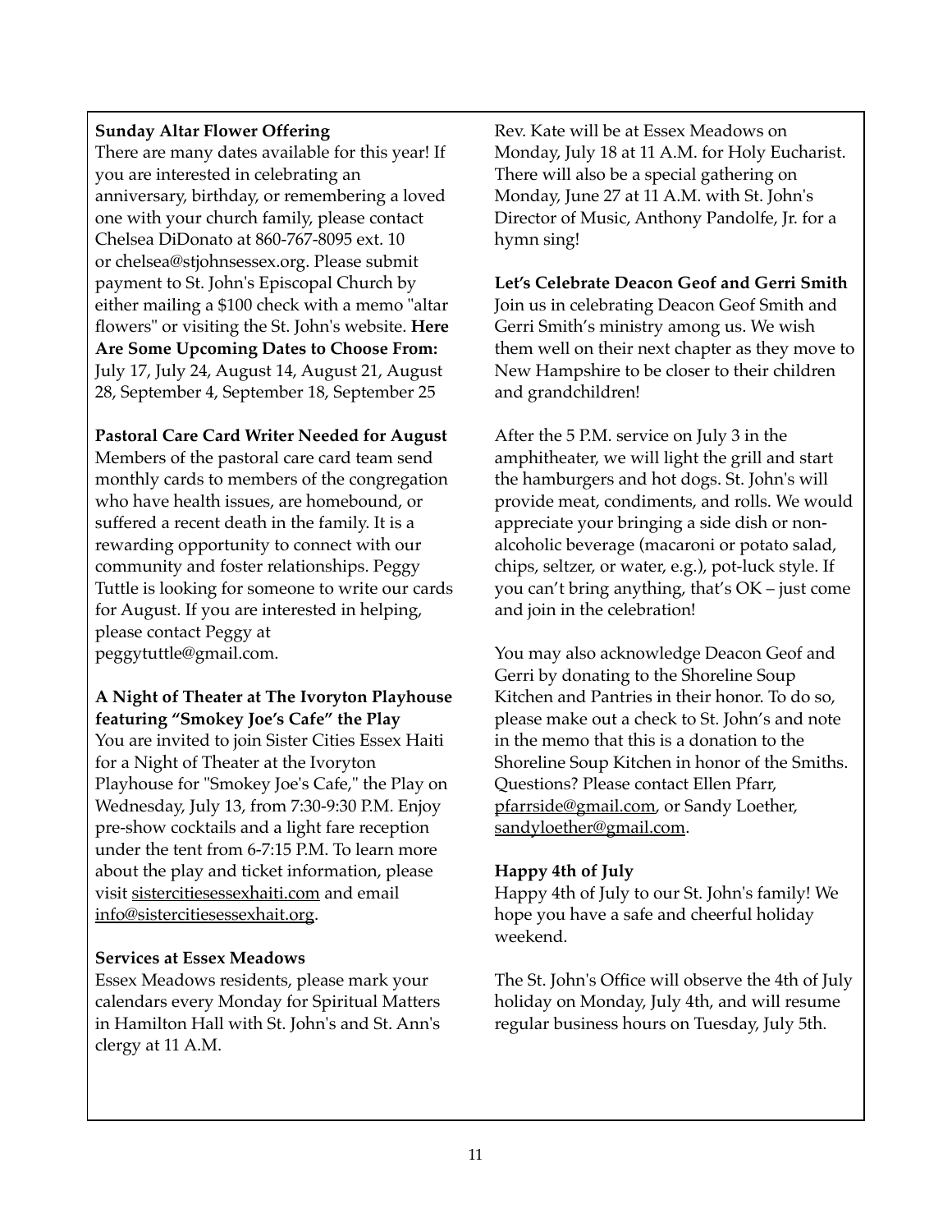**Sunday Altar Flower Offering**

There are many dates available for this year! If you are interested in celebrating an anniversary, birthday, or remembering a loved one with your church family, please contact Chelsea DiDonato at 860-767-8095 ext. 10 or chelsea@stjohnsessex.org. Please submit payment to St. John's Episcopal Church by either mailing a $100 check with a memo "altar flowers" or visiting the St. John's website. **Here Are Some Upcoming Dates to Choose From:** July 17, July 24, August 14, August 21, August 28, September 4, September 18, September 25

**Pastoral Care Card Writer Needed for August**

Members of the pastoral care card team send monthly cards to members of the congregation who have health issues, are homebound, or suffered a recent death in the family. It is a rewarding opportunity to connect with our community and foster relationships. Peggy Tuttle is looking for someone to write our cards for August. If you are interested in helping, please contact Peggy at peggytuttle@gmail.com.

**A Night of Theater at The Ivoryton Playhouse featuring "Smokey Joe's Cafe" the Play**

You are invited to join Sister Cities Essex Haiti for a Night of Theater at the Ivoryton Playhouse for "Smokey Joe's Cafe," the Play on Wednesday, July 13, from 7:30-9:30 P.M. Enjoy pre-show cocktails and a light fare reception under the tent from 6-7:15 P.M. To learn more about the play and ticket information, please visit sistercitiesessexhaiti.com and email info@sistercitiesessexhait.org.

**Services at Essex Meadows**

Essex Meadows residents, please mark your calendars every Monday for Spiritual Matters in Hamilton Hall with St. John's and St. Ann's clergy at 11 A.M.

Rev. Kate will be at Essex Meadows on Monday, July 18 at 11 A.M. for Holy Eucharist. There will also be a special gathering on Monday, June 27 at 11 A.M. with St. John's Director of Music, Anthony Pandolfe, Jr. for a hymn sing!

**Let's Celebrate Deacon Geof and Gerri Smith**

Join us in celebrating Deacon Geof Smith and Gerri Smith's ministry among us. We wish them well on their next chapter as they move to New Hampshire to be closer to their children and grandchildren!

After the 5 P.M. service on July 3 in the amphitheater, we will light the grill and start the hamburgers and hot dogs. St. John's will provide meat, condiments, and rolls. We would appreciate your bringing a side dish or non-alcoholic beverage (macaroni or potato salad, chips, seltzer, or water, e.g.), pot-luck style. If you can't bring anything, that's OK – just come and join in the celebration!

You may also acknowledge Deacon Geof and Gerri by donating to the Shoreline Soup Kitchen and Pantries in their honor. To do so, please make out a check to St. John's and note in the memo that this is a donation to the Shoreline Soup Kitchen in honor of the Smiths. Questions? Please contact Ellen Pfarr, pfarrside@gmail.com, or Sandy Loether, sandyloether@gmail.com.

**Happy 4th of July**

Happy 4th of July to our St. John's family! We hope you have a safe and cheerful holiday weekend.

The St. John's Office will observe the 4th of July holiday on Monday, July 4th, and will resume regular business hours on Tuesday, July 5th.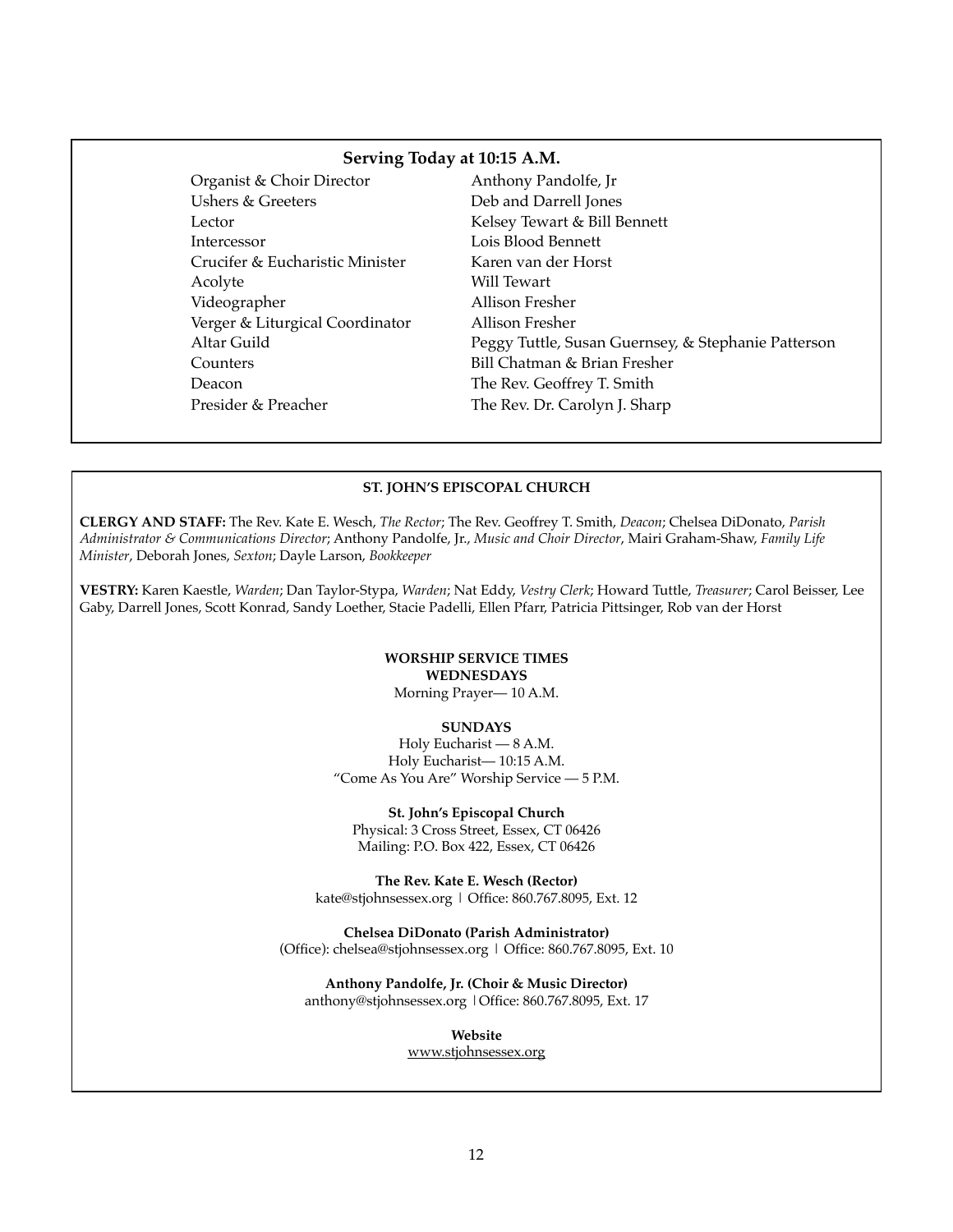## Serving Today at 10:15 A.M.

| | |
|---|---|
| Organist & Choir Director | Anthony Pandolfe, Jr |
| Ushers & Greeters | Deb and Darrell Jones |
| Lector | Kelsey Tewart & Bill Bennett |
| Intercessor | Lois Blood Bennett |
| Crucifer & Eucharistic Minister | Karen van der Horst |
| Acolyte | Will Tewart |
| Videographer | Allison Fresher |
| Verger & Liturgical Coordinator | Allison Fresher |
| Altar Guild | Peggy Tuttle, Susan Guernsey, & Stephanie Patterson |
| Counters | Bill Chatman & Brian Fresher |
| Deacon | The Rev. Geoffrey T. Smith |
| Presider & Preacher | The Rev. Dr. Carolyn J. Sharp |

## ST. JOHN'S EPISCOPAL CHURCH

**CLERGY AND STAFF:** The Rev. Kate E. Wesch, *The Rector*; The Rev. Geoffrey T. Smith, *Deacon*; Chelsea DiDonato, *Parish Administrator & Communications Director*; Anthony Pandolfe, Jr., *Music and Choir Director*, Mairi Graham-Shaw, *Family Life Minister*, Deborah Jones, *Sexton*; Dayle Larson, *Bookkeeper*

**VESTRY:** Karen Kaestle, *Warden*; Dan Taylor-Stypa, *Warden*; Nat Eddy, *Vestry Clerk*; Howard Tuttle, *Treasurer*; Carol Beisser, Lee Gaby, Darrell Jones, Scott Konrad, Sandy Loether, Stacie Padelli, Ellen Pfarr, Patricia Pittsinger, Rob van der Horst

**WORSHIP SERVICE TIMES**

**WEDNESDAYS**

Morning Prayer— 10 A.M.

**SUNDAYS**

Holy Eucharist — 8 A.M.
Holy Eucharist— 10:15 A.M.
"Come As You Are" Worship Service — 5 P.M.

**St. John's Episcopal Church**

Physical: 3 Cross Street, Essex, CT 06426
Mailing: P.O. Box 422, Essex, CT 06426

**The Rev. Kate E. Wesch (Rector)**

kate@stjohnsessex.org | Office: 860.767.8095, Ext. 12

**Chelsea DiDonato (Parish Administrator)**

(Office): chelsea@stjohnsessex.org | Office: 860.767.8095, Ext. 10

**Anthony Pandolfe, Jr. (Choir & Music Director)**

anthony@stjohnsessex.org |Office: 860.767.8095, Ext. 17

**Website**

www.stjohnsessex.org